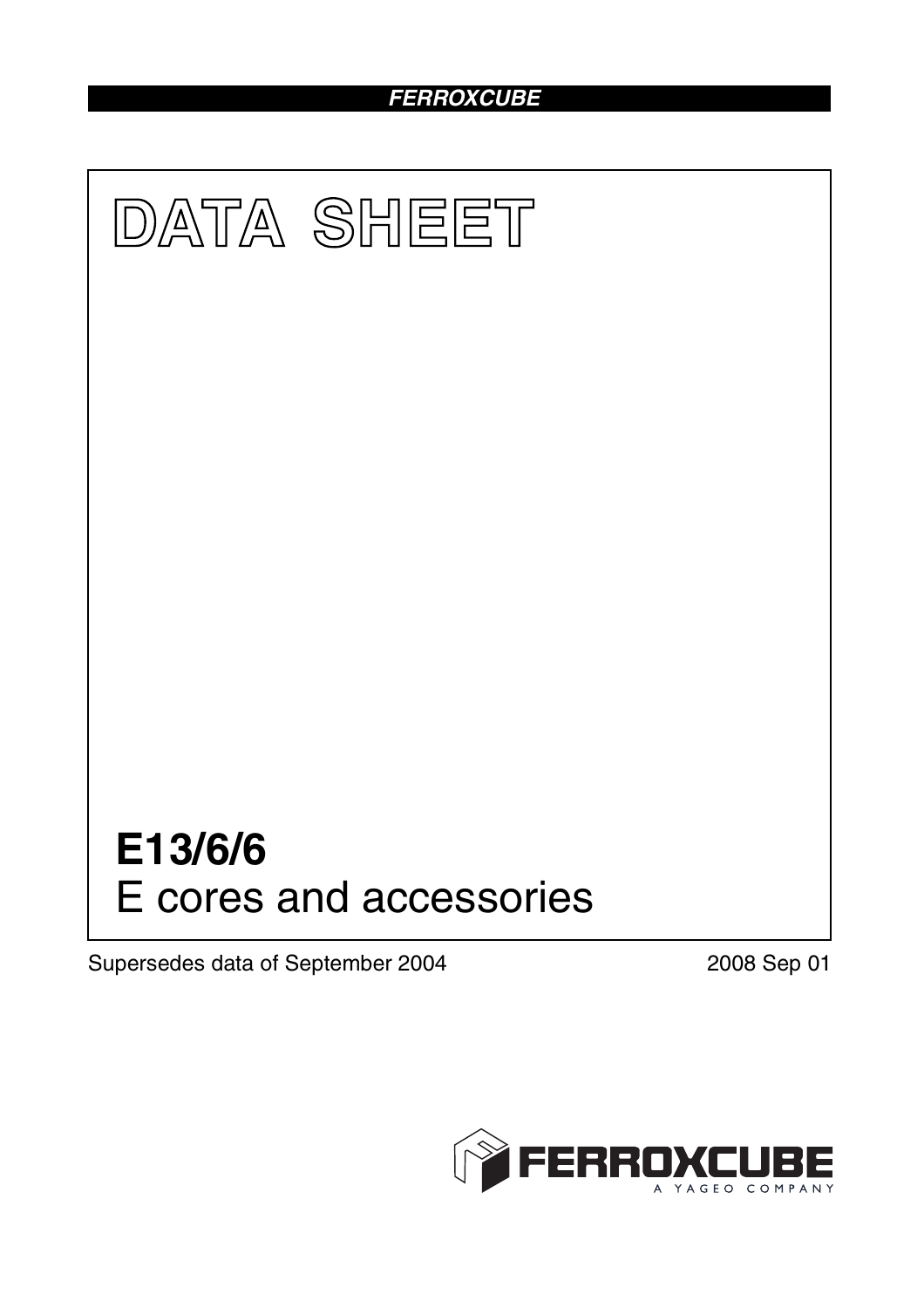FERROXCUBE

# DATA SHEET

# E13/6/6

## E cores and accessories

Supersedes data of September 2004

2008 Sep 01

FERROXCUBE
A YAGEO COMPANY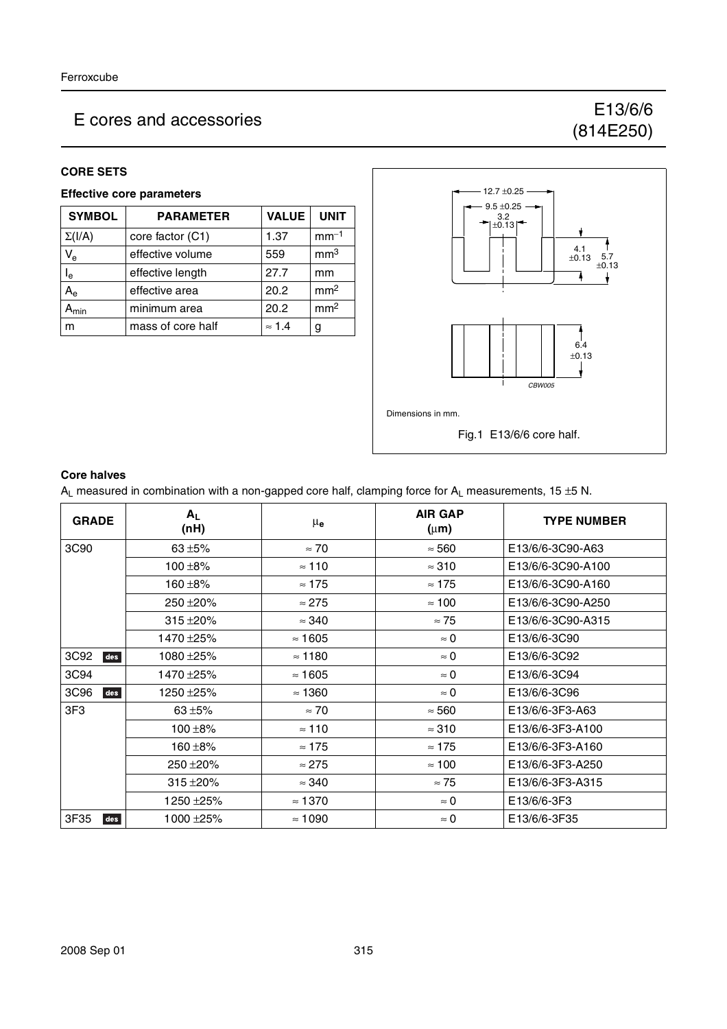# E cores and accessories

## E13/6/6 (814E250)

### CORE SETS

#### Effective core parameters

| SYMBOL | PARAMETER | VALUE | UNIT |
|---|---|---|---|
| $\Sigma(l/A)$ | core factor (C1) | 1.37 | $mm^{-1}$ |
| $V_e$ | effective volume | 559 | $mm^3$ |
| $l_e$ | effective length | 27.7 | mm |
| $A_e$ | effective area | 20.2 | $mm^2$ |
| $A_{min}$ | minimum area | 20.2 | $mm^2$ |
| m | mass of core half | ≈ 1.4 | g |

12.7 ±0.25
9.5 ±0.25
3.2 ±0.13
4.1 ±0.13
5.7 ±0.13
6.4 ±0.13
CBW005

Dimensions in mm.

Fig.1 E13/6/6 core half.

#### Core halves

$A_L$ measured in combination with a non-gapped core half, clamping force for $A_L$ measurements, 15 ±5 N.

| GRADE | $A_L$ (nH) | $\mu_e$ | AIR GAP (μm) | TYPE NUMBER |
|---|---|---|---|---|
| 3C90 | 63 ±5% | ≈ 70 | ≈ 560 | E13/6/6-3C90-A63 |
| | 100 ±8% | ≈ 110 | ≈ 310 | E13/6/6-3C90-A100 |
| | 160 ±8% | ≈ 175 | ≈ 175 | E13/6/6-3C90-A160 |
| | 250 ±20% | ≈ 275 | ≈ 100 | E13/6/6-3C90-A250 |
| | 315 ±20% | ≈ 340 | ≈ 75 | E13/6/6-3C90-A315 |
| | 1470 ±25% | ≈ 1605 | ≈ 0 | E13/6/6-3C90 |
| 3C92 des | 1080 ±25% | ≈ 1180 | ≈ 0 | E13/6/6-3C92 |
| 3C94 | 1470 ±25% | ≈ 1605 | ≈ 0 | E13/6/6-3C94 |
| 3C96 des | 1250 ±25% | ≈ 1360 | ≈ 0 | E13/6/6-3C96 |
| 3F3 | 63 ±5% | ≈ 70 | ≈ 560 | E13/6/6-3F3-A63 |
| | 100 ±8% | ≈ 110 | ≈ 310 | E13/6/6-3F3-A100 |
| | 160 ±8% | ≈ 175 | ≈ 175 | E13/6/6-3F3-A160 |
| | 250 ±20% | ≈ 275 | ≈ 100 | E13/6/6-3F3-A250 |
| | 315 ±20% | ≈ 340 | ≈ 75 | E13/6/6-3F3-A315 |
| | 1250 ±25% | ≈ 1370 | ≈ 0 | E13/6/6-3F3 |
| 3F35 des | 1000 ±25% | ≈ 1090 | ≈ 0 | E13/6/6-3F35 |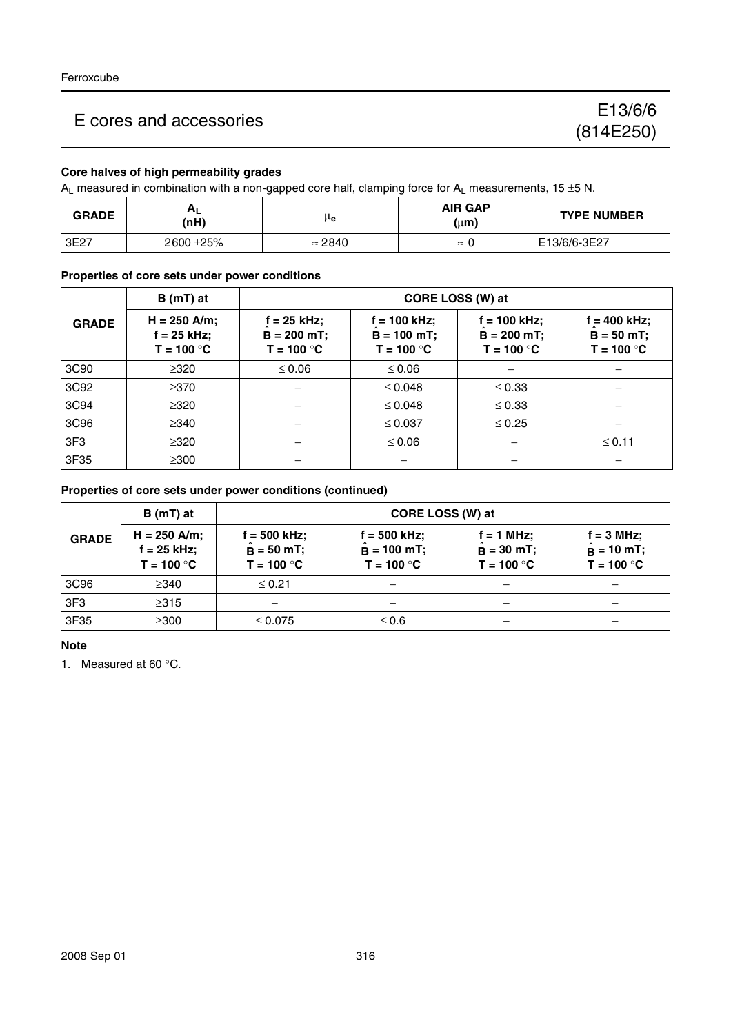# E cores and accessories

## E13/6/6 (814E250)

### Core halves of high permeability grades

$A_L$ measured in combination with a non-gapped core half, clamping force for $A_L$ measurements, 15 ±5 N.

| GRADE | $A_L$ (nH) | $\mu_e$ | AIR GAP (μm) | TYPE NUMBER |
| --- | --- | --- | --- | --- |
| 3E27 | 2600 ±25% | ≈ 2840 | ≈ 0 | E13/6/6-3E27 |

### Properties of core sets under power conditions

| GRADE | B (mT) at | CORE LOSS (W) at | | | |
| --- | --- | --- | --- | --- | --- |
| | H = 250 A/m; f = 25 kHz; T = 100 °C | f = 25 kHz; $\hat{B}$ = 200 mT; T = 100 °C | f = 100 kHz; $\hat{B}$ = 100 mT; T = 100 °C | f = 100 kHz; $\hat{B}$ = 200 mT; T = 100 °C | f = 400 kHz; $\hat{B}$ = 50 mT; T = 100 °C |
| 3C90 | ≥320 | ≤ 0.06 | ≤ 0.06 | − | − |
| 3C92 | ≥370 | − | ≤ 0.048 | ≤ 0.33 | − |
| 3C94 | ≥320 | − | ≤ 0.048 | ≤ 0.33 | − |
| 3C96 | ≥340 | − | ≤ 0.037 | ≤ 0.25 | − |
| 3F3 | ≥320 | − | ≤ 0.06 | − | ≤ 0.11 |
| 3F35 | ≥300 | − | − | − | − |

### Properties of core sets under power conditions (continued)

| GRADE | B (mT) at | CORE LOSS (W) at | | | |
| --- | --- | --- | --- | --- | --- |
| | H = 250 A/m; f = 25 kHz; T = 100 °C | f = 500 kHz; $\hat{B}$ = 50 mT; T = 100 °C | f = 500 kHz; $\hat{B}$ = 100 mT; T = 100 °C | f = 1 MHz; $\hat{B}$ = 30 mT; T = 100 °C | f = 3 MHz; $\hat{B}$ = 10 mT; T = 100 °C |
| 3C96 | ≥340 | ≤ 0.21 | − | − | − |
| 3F3 | ≥315 | − | − | − | − |
| 3F35 | ≥300 | ≤ 0.075 | ≤ 0.6 | − | − |

**Note**

1. Measured at 60 °C.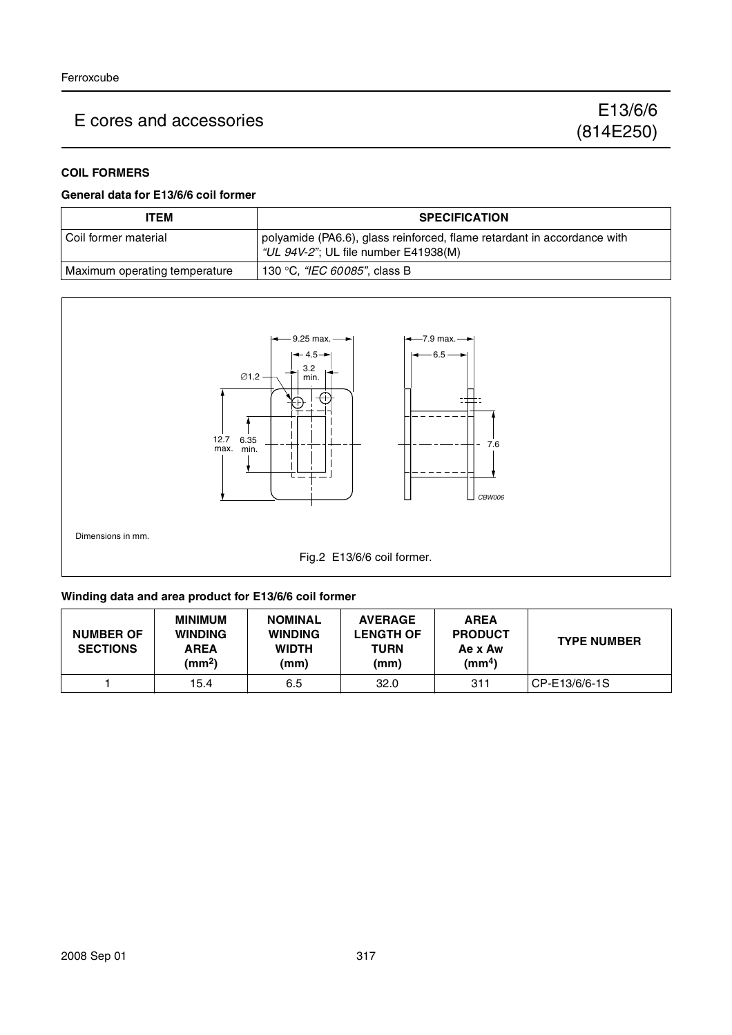## COIL FORMERS

### General data for E13/6/6 coil former

| ITEM | SPECIFICATION |
|---|---|
| Coil former material | polyamide (PA6.6), glass reinforced, flame retardant in accordance with *"UL 94V-2"*; UL file number E41938(M) |
| Maximum operating temperature | 130 °C, *"IEC 60085"*, class B |

9.25 max.
4.5
3.2 min.
∅1.2
12.7 max.
6.35 min.
7.9 max.
6.5
7.6
CBW006

Dimensions in mm.

Fig.2 E13/6/6 coil former.

### Winding data and area product for E13/6/6 coil former

| NUMBER OF SECTIONS | MINIMUM WINDING AREA ($mm^2$) | NOMINAL WINDING WIDTH (mm) | AVERAGE LENGTH OF TURN (mm) | AREA PRODUCT Ae x Aw ($mm^4$) | TYPE NUMBER |
|---|---|---|---|---|---|
| 1 | 15.4 | 6.5 | 32.0 | 311 | CP-E13/6/6-1S |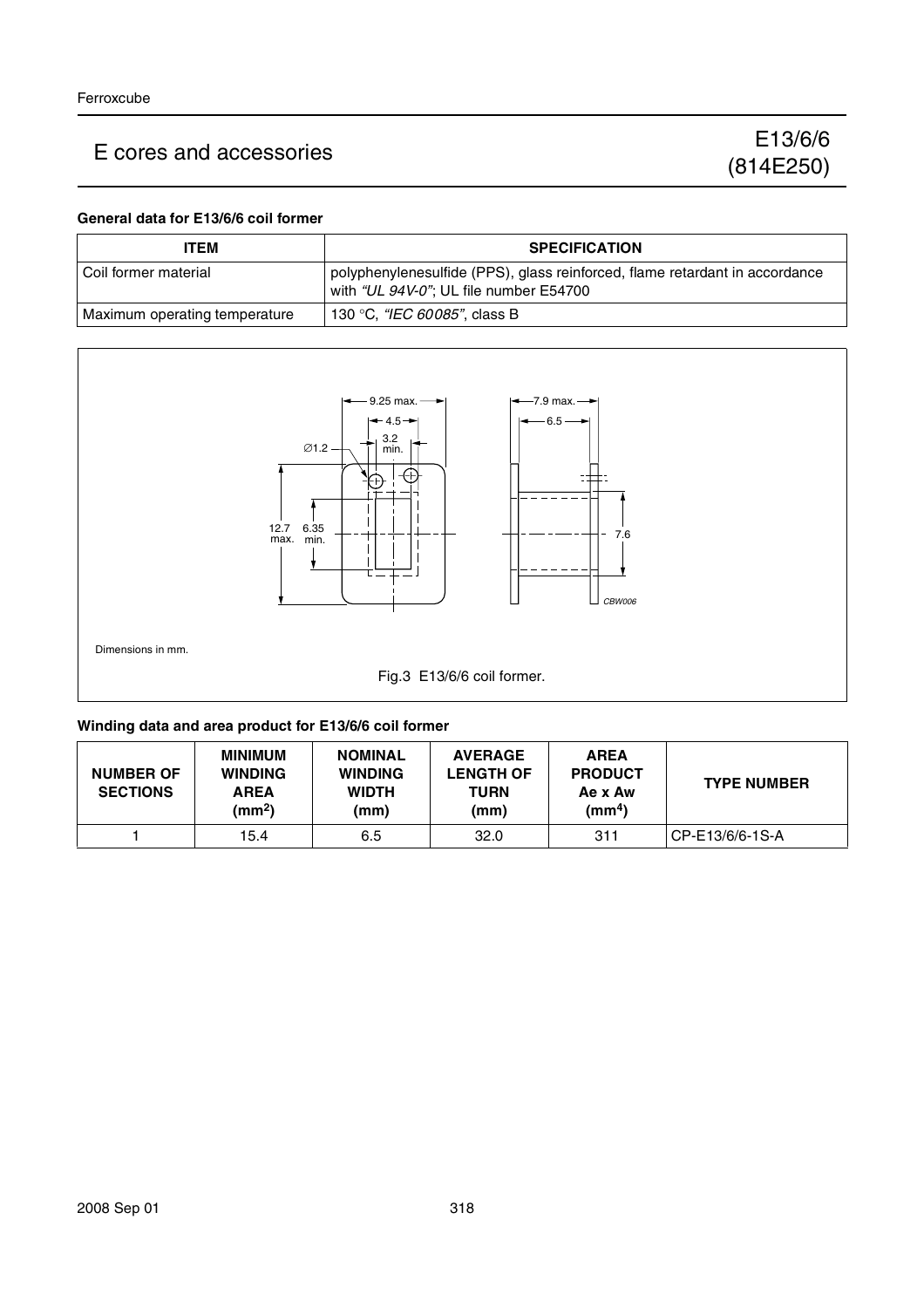# E cores and accessories

## E13/6/6 (814E250)

### General data for E13/6/6 coil former

| ITEM | SPECIFICATION |
| --- | --- |
| Coil former material | polyphenylenesulfide (PPS), glass reinforced, flame retardant in accordance with *"UL 94V-0"*; UL file number E54700 |
| Maximum operating temperature | 130 °C, *"IEC 60085"*, class B |

9.25 max.
4.5
3.2 min.
∅1.2
12.7 max.
6.35 min.
7.9 max.
6.5
7.6
CBW006

Dimensions in mm.

Fig.3 E13/6/6 coil former.

### Winding data and area product for E13/6/6 coil former

| NUMBER OF SECTIONS | MINIMUM WINDING AREA ($mm^2$) | NOMINAL WINDING WIDTH (mm) | AVERAGE LENGTH OF TURN (mm) | AREA PRODUCT Ae x Aw ($mm^4$) | TYPE NUMBER |
| --- | --- | --- | --- | --- | --- |
| 1 | 15.4 | 6.5 | 32.0 | 311 | CP-E13/6/6-1S-A |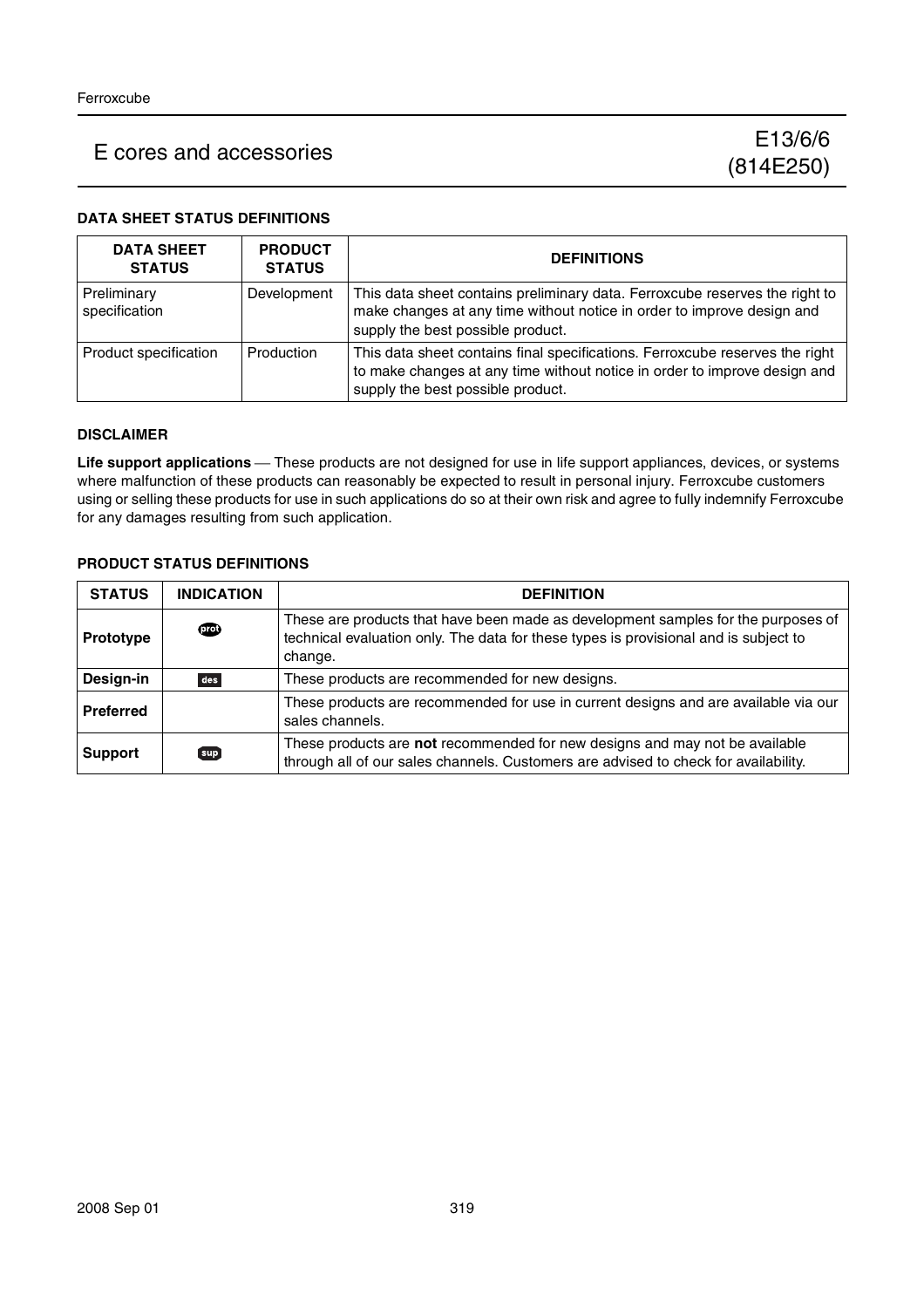# E cores and accessories

## E13/6/6 (814E250)

### DATA SHEET STATUS DEFINITIONS

| DATA SHEET STATUS | PRODUCT STATUS | DEFINITIONS |
| --- | --- | --- |
| Preliminary specification | Development | This data sheet contains preliminary data. Ferroxcube reserves the right to make changes at any time without notice in order to improve design and supply the best possible product. |
| Product specification | Production | This data sheet contains final specifications. Ferroxcube reserves the right to make changes at any time without notice in order to improve design and supply the best possible product. |

### DISCLAIMER

**Life support applications** — These products are not designed for use in life support appliances, devices, or systems where malfunction of these products can reasonably be expected to result in personal injury. Ferroxcube customers using or selling these products for use in such applications do so at their own risk and agree to fully indemnify Ferroxcube for any damages resulting from such application.

### PRODUCT STATUS DEFINITIONS

| STATUS | INDICATION | DEFINITION |
| --- | --- | --- |
| **Prototype** | prot | These are products that have been made as development samples for the purposes of technical evaluation only. The data for these types is provisional and is subject to change. |
| **Design-in** | des | These products are recommended for new designs. |
| **Preferred** | | These products are recommended for use in current designs and are available via our sales channels. |
| **Support** | sup | These products are **not** recommended for new designs and may not be available through all of our sales channels. Customers are advised to check for availability. |